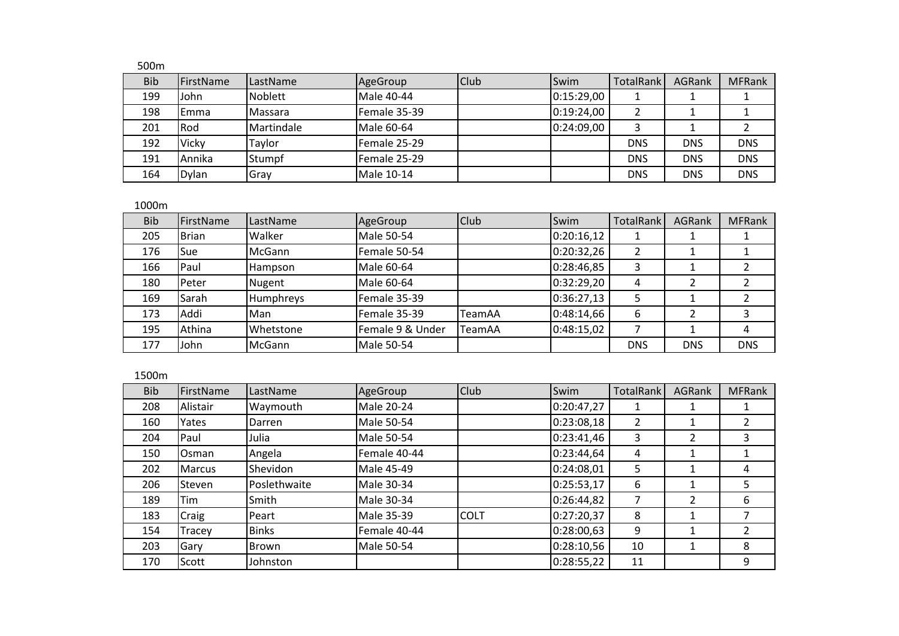500m

| Bib | FirstName | LastName | AgeGroup | Club | Swim | TotalRank | AGRank | MFRank |
|---|---|---|---|---|---|---|---|---|
| 199 | John | Noblett | Male 40-44 | | 0:15:29,00 | 1 | 1 | 1 |
| 198 | Emma | Massara | Female 35-39 | | 0:19:24,00 | 2 | 1 | 1 |
| 201 | Rod | Martindale | Male 60-64 | | 0:24:09,00 | 3 | 1 | 2 |
| 192 | Vicky | Taylor | Female 25-29 | | | DNS | DNS | DNS |
| 191 | Annika | Stumpf | Female 25-29 | | | DNS | DNS | DNS |
| 164 | Dylan | Gray | Male 10-14 | | | DNS | DNS | DNS |

1000m

| Bib | FirstName | LastName | AgeGroup | Club | Swim | TotalRank | AGRank | MFRank |
|---|---|---|---|---|---|---|---|---|
| 205 | Brian | Walker | Male 50-54 | | 0:20:16,12 | 1 | 1 | 1 |
| 176 | Sue | McGann | Female 50-54 | | 0:20:32,26 | 2 | 1 | 1 |
| 166 | Paul | Hampson | Male 60-64 | | 0:28:46,85 | 3 | 1 | 2 |
| 180 | Peter | Nugent | Male 60-64 | | 0:32:29,20 | 4 | 2 | 2 |
| 169 | Sarah | Humphreys | Female 35-39 | | 0:36:27,13 | 5 | 1 | 2 |
| 173 | Addi | Man | Female 35-39 | TeamAA | 0:48:14,66 | 6 | 2 | 3 |
| 195 | Athina | Whetstone | Female 9 & Under | TeamAA | 0:48:15,02 | 7 | 1 | 4 |
| 177 | John | McGann | Male 50-54 | | | DNS | DNS | DNS |

1500m

| Bib | FirstName | LastName | AgeGroup | Club | Swim | TotalRank | AGRank | MFRank |
|---|---|---|---|---|---|---|---|---|
| 208 | Alistair | Waymouth | Male 20-24 | | 0:20:47,27 | 1 | 1 | 1 |
| 160 | Yates | Darren | Male 50-54 | | 0:23:08,18 | 2 | 1 | 2 |
| 204 | Paul | Julia | Male 50-54 | | 0:23:41,46 | 3 | 2 | 3 |
| 150 | Osman | Angela | Female 40-44 | | 0:23:44,64 | 4 | 1 | 1 |
| 202 | Marcus | Shevidon | Male 45-49 | | 0:24:08,01 | 5 | 1 | 4 |
| 206 | Steven | Poslethwaite | Male 30-34 | | 0:25:53,17 | 6 | 1 | 5 |
| 189 | Tim | Smith | Male 30-34 | | 0:26:44,82 | 7 | 2 | 6 |
| 183 | Craig | Peart | Male 35-39 | COLT | 0:27:20,37 | 8 | 1 | 7 |
| 154 | Tracey | Binks | Female 40-44 | | 0:28:00,63 | 9 | 1 | 2 |
| 203 | Gary | Brown | Male 50-54 | | 0:28:10,56 | 10 | 1 | 8 |
| 170 | Scott | Johnston | | | 0:28:55,22 | 11 | | 9 |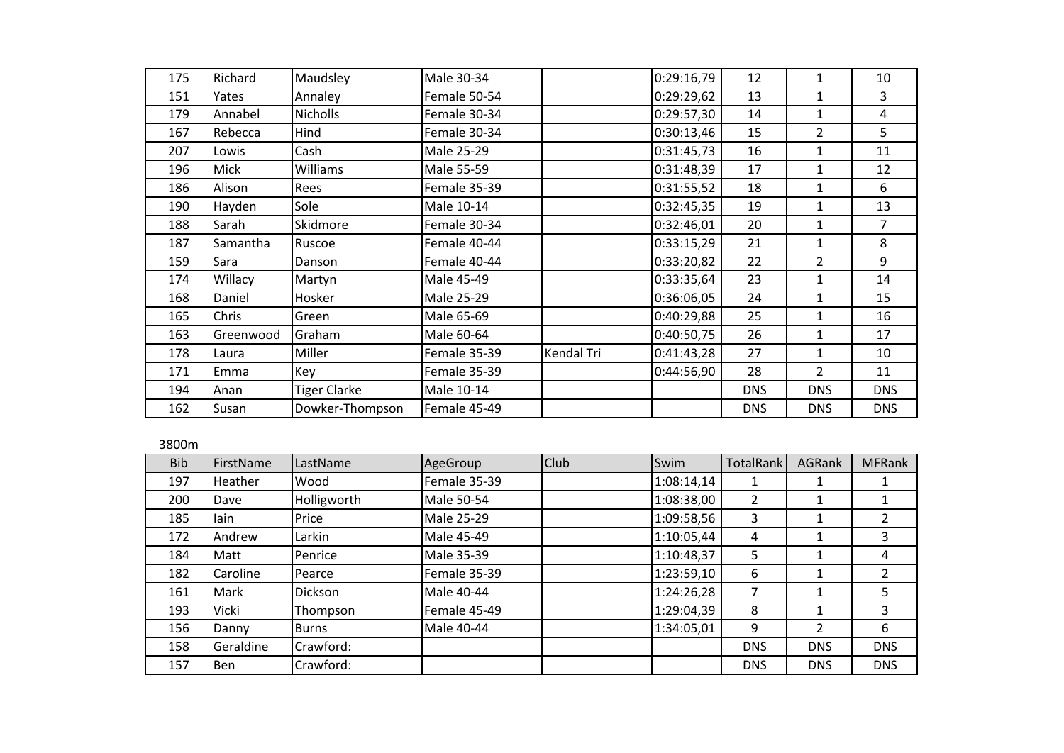| 175 | Richard | Maudsley | Male 30-34 | | 0:29:16,79 | 12 | 1 | 10 |
|---|---|---|---|---|---|---|---|---|
| 151 | Yates | Annaley | Female 50-54 | | 0:29:29,62 | 13 | 1 | 3 |
| 179 | Annabel | Nicholls | Female 30-34 | | 0:29:57,30 | 14 | 1 | 4 |
| 167 | Rebecca | Hind | Female 30-34 | | 0:30:13,46 | 15 | 2 | 5 |
| 207 | Lowis | Cash | Male 25-29 | | 0:31:45,73 | 16 | 1 | 11 |
| 196 | Mick | Williams | Male 55-59 | | 0:31:48,39 | 17 | 1 | 12 |
| 186 | Alison | Rees | Female 35-39 | | 0:31:55,52 | 18 | 1 | 6 |
| 190 | Hayden | Sole | Male 10-14 | | 0:32:45,35 | 19 | 1 | 13 |
| 188 | Sarah | Skidmore | Female 30-34 | | 0:32:46,01 | 20 | 1 | 7 |
| 187 | Samantha | Ruscoe | Female 40-44 | | 0:33:15,29 | 21 | 1 | 8 |
| 159 | Sara | Danson | Female 40-44 | | 0:33:20,82 | 22 | 2 | 9 |
| 174 | Willacy | Martyn | Male 45-49 | | 0:33:35,64 | 23 | 1 | 14 |
| 168 | Daniel | Hosker | Male 25-29 | | 0:36:06,05 | 24 | 1 | 15 |
| 165 | Chris | Green | Male 65-69 | | 0:40:29,88 | 25 | 1 | 16 |
| 163 | Greenwood | Graham | Male 60-64 | | 0:40:50,75 | 26 | 1 | 17 |
| 178 | Laura | Miller | Female 35-39 | Kendal Tri | 0:41:43,28 | 27 | 1 | 10 |
| 171 | Emma | Key | Female 35-39 | | 0:44:56,90 | 28 | 2 | 11 |
| 194 | Anan | Tiger Clarke | Male 10-14 | | | DNS | DNS | DNS |
| 162 | Susan | Dowker-Thompson | Female 45-49 | | | DNS | DNS | DNS |

3800m

| Bib | FirstName | LastName | AgeGroup | Club | Swim | TotalRank | AGRank | MFRank |
|---|---|---|---|---|---|---|---|---|
| 197 | Heather | Wood | Female 35-39 | | 1:08:14,14 | 1 | 1 | 1 |
| 200 | Dave | Holligworth | Male 50-54 | | 1:08:38,00 | 2 | 1 | 1 |
| 185 | Iain | Price | Male 25-29 | | 1:09:58,56 | 3 | 1 | 2 |
| 172 | Andrew | Larkin | Male 45-49 | | 1:10:05,44 | 4 | 1 | 3 |
| 184 | Matt | Penrice | Male 35-39 | | 1:10:48,37 | 5 | 1 | 4 |
| 182 | Caroline | Pearce | Female 35-39 | | 1:23:59,10 | 6 | 1 | 2 |
| 161 | Mark | Dickson | Male 40-44 | | 1:24:26,28 | 7 | 1 | 5 |
| 193 | Vicki | Thompson | Female 45-49 | | 1:29:04,39 | 8 | 1 | 3 |
| 156 | Danny | Burns | Male 40-44 | | 1:34:05,01 | 9 | 2 | 6 |
| 158 | Geraldine | Crawford: | | | | DNS | DNS | DNS |
| 157 | Ben | Crawford: | | | | DNS | DNS | DNS |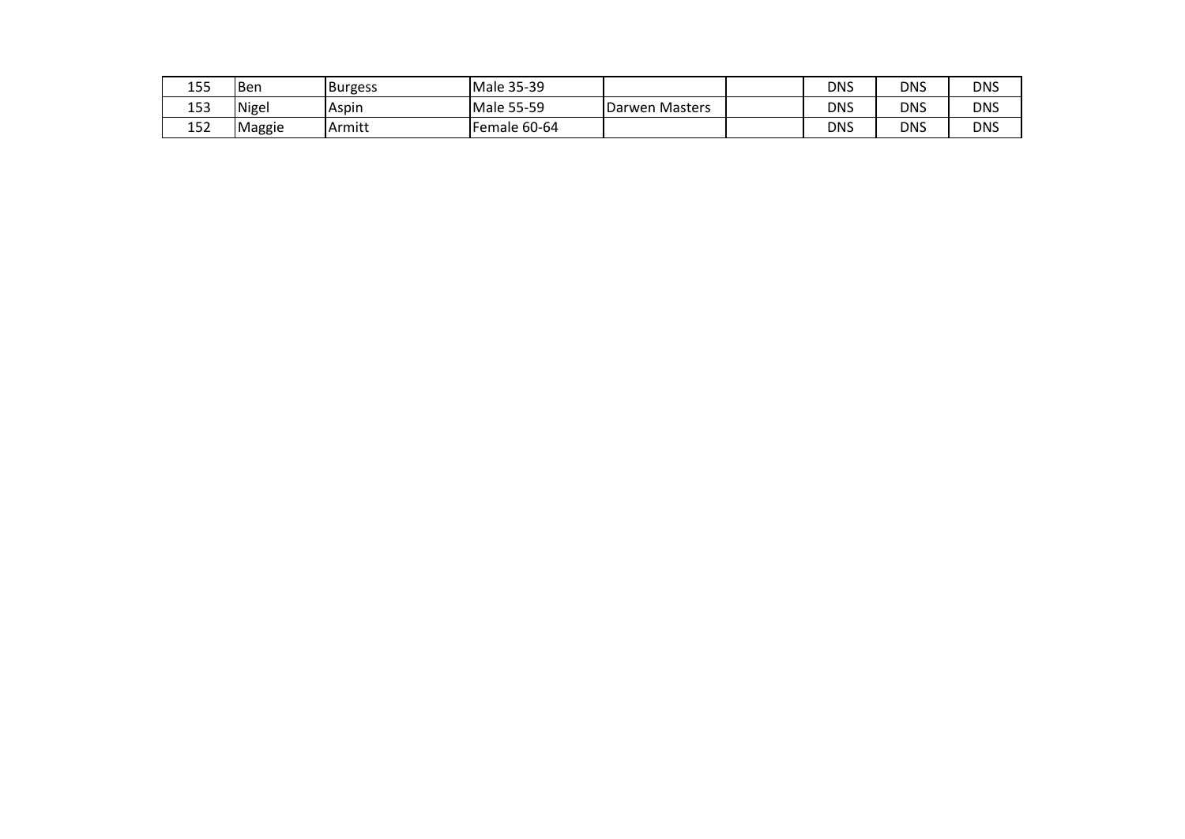| | | | | | | | | |
|---|---|---|---|---|---|---|---|---|
| 155 | Ben | Burgess | Male 35-39 | | | DNS | DNS | DNS |
| 153 | Nigel | Aspin | Male 55-59 | Darwen Masters | | DNS | DNS | DNS |
| 152 | Maggie | Armitt | Female 60-64 | | | DNS | DNS | DNS |